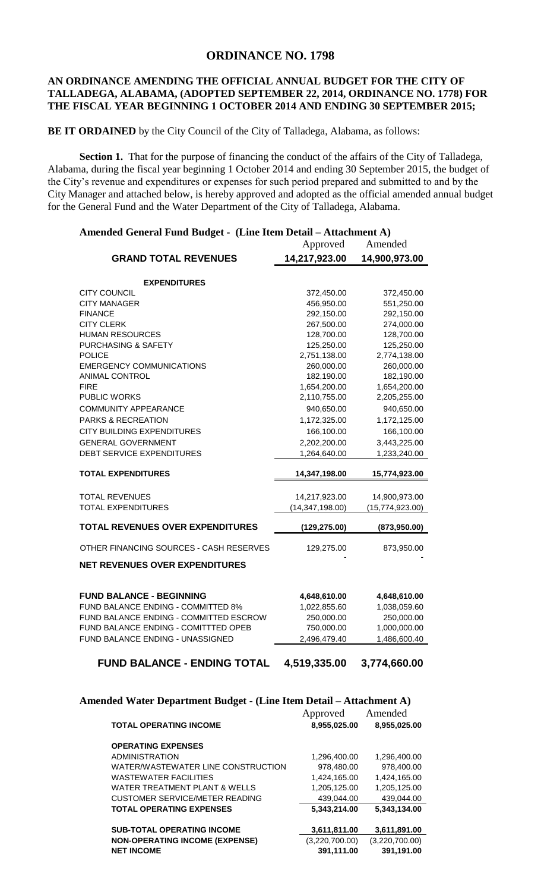# ORDINANCE NO. 1798

**AN ORDINANCE AMENDING THE OFFICIAL ANNUAL BUDGET FOR THE CITY OF TALLADEGA, ALABAMA, (ADOPTED SEPTEMBER 22, 2014, ORDINANCE NO. 1778) FOR THE FISCAL YEAR BEGINNING 1 OCTOBER 2014 AND ENDING 30 SEPTEMBER 2015;**

**BE IT ORDAINED** by the City Council of the City of Talladega, Alabama, as follows:

**Section 1.** That for the purpose of financing the conduct of the affairs of the City of Talladega, Alabama, during the fiscal year beginning 1 October 2014 and ending 30 September 2015, the budget of the City's revenue and expenditures or expenses for such period prepared and submitted to and by the City Manager and attached below, is hereby approved and adopted as the official amended annual budget for the General Fund and the Water Department of the City of Talladega, Alabama.

**Amended General Fund Budget - (Line Item Detail – Attachment A)**

| | Approved | Amended |
|---|---|---|
| **GRAND TOTAL REVENUES** | **14,217,923.00** | **14,900,973.00** |
| **EXPENDITURES** | | |
| CITY COUNCIL | 372,450.00 | 372,450.00 |
| CITY MANAGER | 456,950.00 | 551,250.00 |
| FINANCE | 292,150.00 | 292,150.00 |
| CITY CLERK | 267,500.00 | 274,000.00 |
| HUMAN RESOURCES | 128,700.00 | 128,700.00 |
| PURCHASING & SAFETY | 125,250.00 | 125,250.00 |
| POLICE | 2,751,138.00 | 2,774,138.00 |
| EMERGENCY COMMUNICATIONS | 260,000.00 | 260,000.00 |
| ANIMAL CONTROL | 182,190.00 | 182,190.00 |
| FIRE | 1,654,200.00 | 1,654,200.00 |
| PUBLIC WORKS | 2,110,755.00 | 2,205,255.00 |
| COMMUNITY APPEARANCE | 940,650.00 | 940,650.00 |
| PARKS & RECREATION | 1,172,325.00 | 1,172,125.00 |
| CITY BUILDING EXPENDITURES | 166,100.00 | 166,100.00 |
| GENERAL GOVERNMENT | 2,202,200.00 | 3,443,225.00 |
| DEBT SERVICE EXPENDITURES | 1,264,640.00 | 1,233,240.00 |
| **TOTAL EXPENDITURES** | **14,347,198.00** | **15,774,923.00** |
| TOTAL REVENUES | 14,217,923.00 | 14,900,973.00 |
| TOTAL EXPENDITURES | (14,347,198.00) | (15,774,923.00) |
| **TOTAL REVENUES OVER EXPENDITURES** | **(129,275.00)** | **(873,950.00)** |
| OTHER FINANCING SOURCES - CASH RESERVES | 129,275.00 | 873,950.00 |
| **NET REVENUES OVER EXPENDITURES** | - | - |
| **FUND BALANCE - BEGINNING** | **4,648,610.00** | **4,648,610.00** |
| FUND BALANCE ENDING - COMMITTED 8% | 1,022,855.60 | 1,038,059.60 |
| FUND BALANCE ENDING - COMMITTED ESCROW | 250,000.00 | 250,000.00 |
| FUND BALANCE ENDING - COMITTTED OPEB | 750,000.00 | 1,000,000.00 |
| FUND BALANCE ENDING - UNASSIGNED | 2,496,479.40 | 1,486,600.40 |
| **FUND BALANCE - ENDING TOTAL** | **4,519,335.00** | **3,774,660.00** |

**Amended Water Department Budget - (Line Item Detail – Attachment A)**

| | Approved | Amended |
|---|---|---|
| **TOTAL OPERATING INCOME** | **8,955,025.00** | **8,955,025.00** |
| **OPERATING EXPENSES** | | |
| ADMINISTRATION | 1,296,400.00 | 1,296,400.00 |
| WATER/WASTEWATER LINE CONSTRUCTION | 978,480.00 | 978,400.00 |
| WASTEWATER FACILITIES | 1,424,165.00 | 1,424,165.00 |
| WATER TREATMENT PLANT & WELLS | 1,205,125.00 | 1,205,125.00 |
| CUSTOMER SERVICE/METER READING | 439,044.00 | 439,044.00 |
| **TOTAL OPERATING EXPENSES** | **5,343,214.00** | **5,343,134.00** |
| **SUB-TOTAL OPERATING INCOME** | **3,611,811.00** | **3,611,891.00** |
| **NON-OPERATING INCOME (EXPENSE)** | (3,220,700.00) | (3,220,700.00) |
| **NET INCOME** | **391,111.00** | **391,191.00** |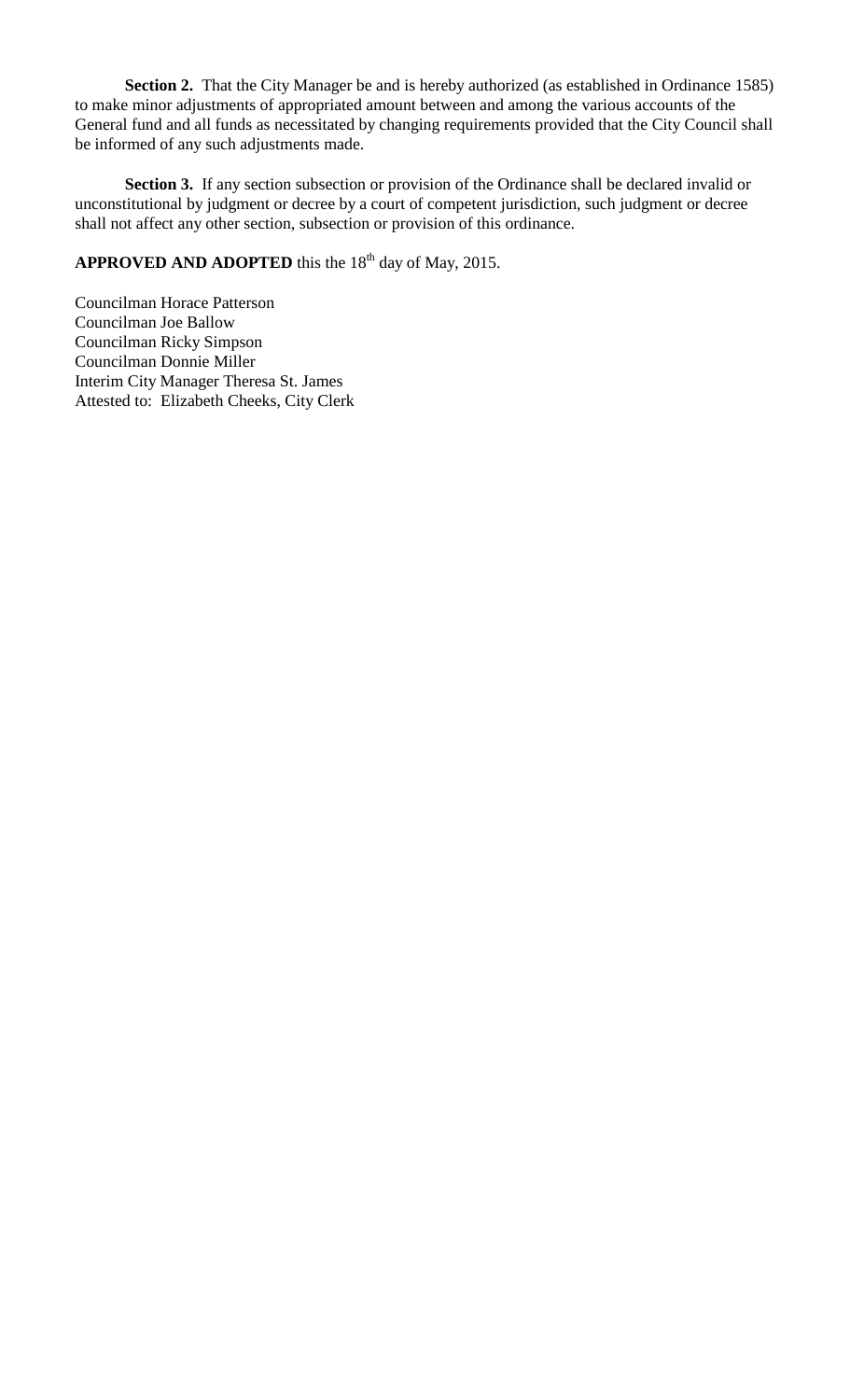**Section 2.** That the City Manager be and is hereby authorized (as established in Ordinance 1585) to make minor adjustments of appropriated amount between and among the various accounts of the General fund and all funds as necessitated by changing requirements provided that the City Council shall be informed of any such adjustments made.

**Section 3.** If any section subsection or provision of the Ordinance shall be declared invalid or unconstitutional by judgment or decree by a court of competent jurisdiction, such judgment or decree shall not affect any other section, subsection or provision of this ordinance.

**APPROVED AND ADOPTED** this the 18th day of May, 2015.

Councilman Horace Patterson
Councilman Joe Ballow
Councilman Ricky Simpson
Councilman Donnie Miller
Interim City Manager Theresa St. James
Attested to: Elizabeth Cheeks, City Clerk